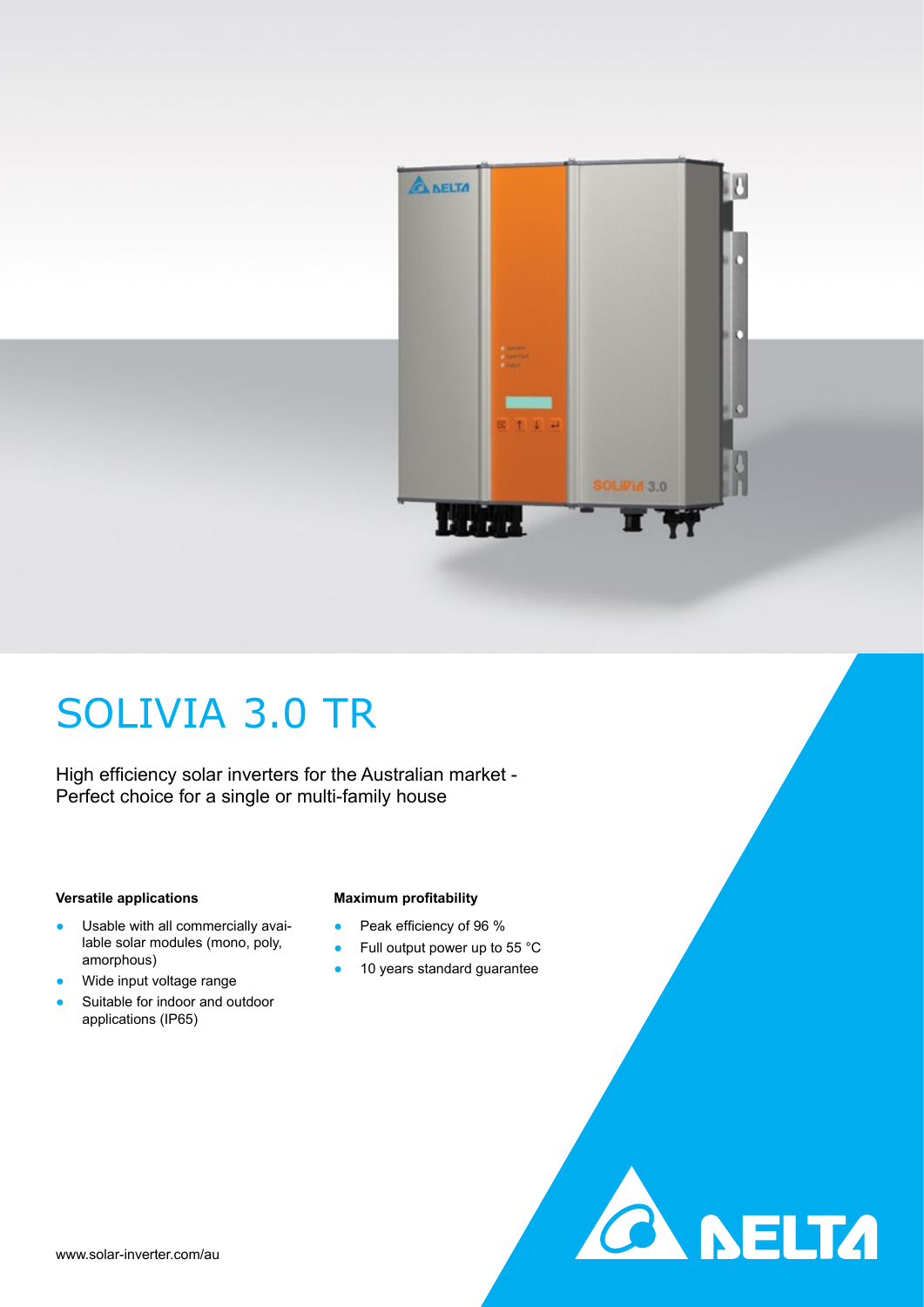# SOLIVIA 3.0 TR

High efficiency solar inverters for the Australian market -
Perfect choice for a single or multi-family house

**Versatile applications**

- Usable with all commercially available solar modules (mono, poly, amorphous)
- Wide input voltage range
- Suitable for indoor and outdoor applications (IP65)

**Maximum profitability**

- Peak efficiency of 96 %
- Full output power up to 55 °C
- 10 years standard guarantee

www.solar-inverter.com/au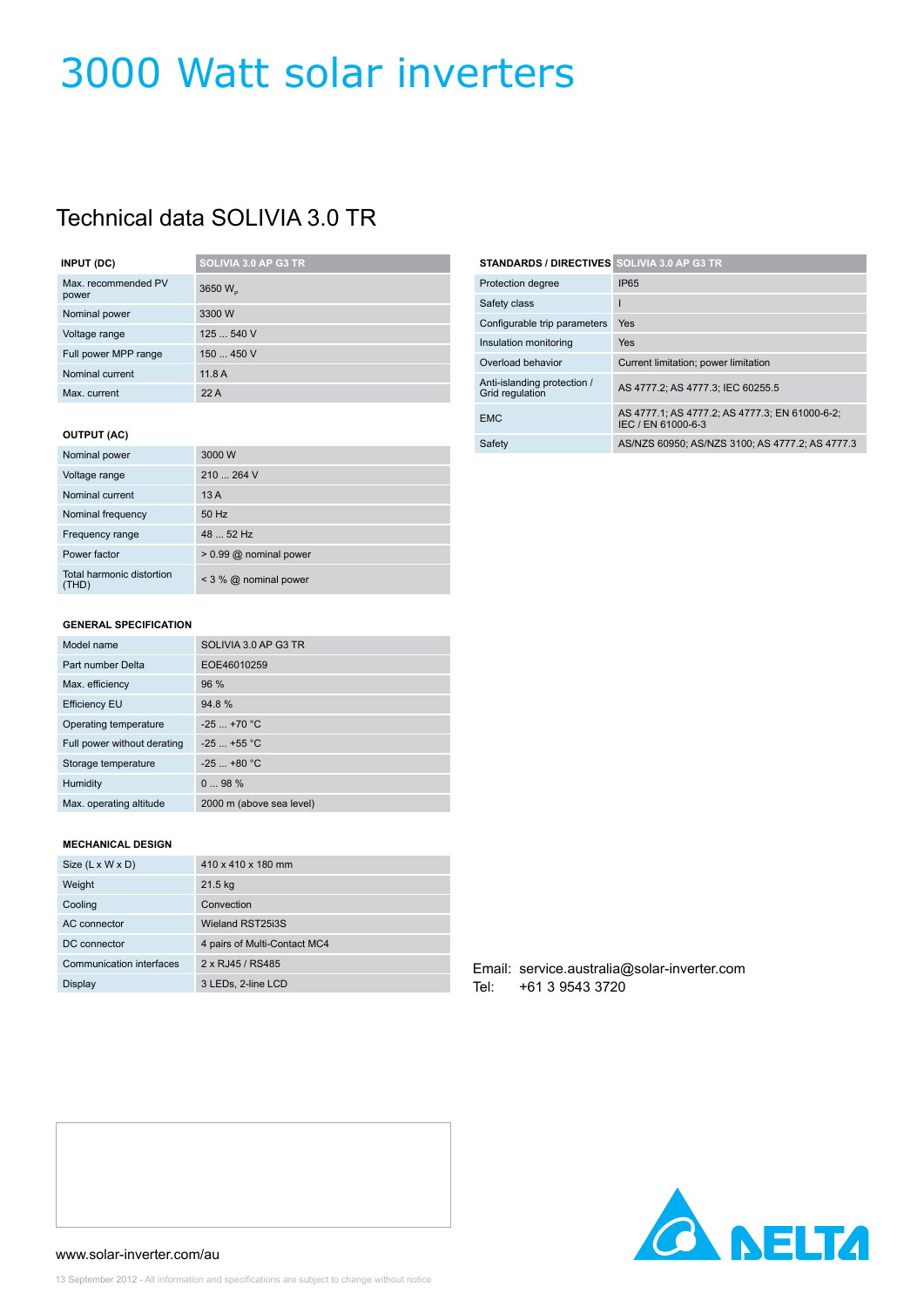# 3000 Watt solar inverters

## Technical data SOLIVIA 3.0 TR

| INPUT (DC) | SOLIVIA 3.0 AP G3 TR |
|---|---|
| Max. recommended PV power | 3650 $W_P$ |
| Nominal power | 3300 W |
| Voltage range | 125 ... 540 V |
| Full power MPP range | 150 ... 450 V |
| Nominal current | 11.8 A |
| Max. current | 22 A |

| OUTPUT (AC) | |
|---|---|
| Nominal power | 3000 W |
| Voltage range | 210 ... 264 V |
| Nominal current | 13 A |
| Nominal frequency | 50 Hz |
| Frequency range | 48 ... 52 Hz |
| Power factor | > 0.99 @ nominal power |
| Total harmonic distortion (THD) | < 3 % @ nominal power |

| GENERAL SPECIFICATION | |
|---|---|
| Model name | SOLIVIA 3.0 AP G3 TR |
| Part number Delta | EOE46010259 |
| Max. efficiency | 96 % |
| Efficiency EU | 94.8 % |
| Operating temperature | -25 ... +70 °C |
| Full power without derating | -25 ... +55 °C |
| Storage temperature | -25 ... +80 °C |
| Humidity | 0 ... 98 % |
| Max. operating altitude | 2000 m (above sea level) |

| MECHANICAL DESIGN | |
|---|---|
| Size (L x W x D) | 410 x 410 x 180 mm |
| Weight | 21.5 kg |
| Cooling | Convection |
| AC connector | Wieland RST25i3S |
| DC connector | 4 pairs of Multi-Contact MC4 |
| Communication interfaces | 2 x RJ45 / RS485 |
| Display | 3 LEDs, 2-line LCD |

| STANDARDS / DIRECTIVES | SOLIVIA 3.0 AP G3 TR |
|---|---|
| Protection degree | IP65 |
| Safety class | I |
| Configurable trip parameters | Yes |
| Insulation monitoring | Yes |
| Overload behavior | Current limitation; power limitation |
| Anti-islanding protection / Grid regulation | AS 4777.2; AS 4777.3; IEC 60255.5 |
| EMC | AS 4777.1; AS 4777.2; AS 4777.3; EN 61000-6-2; IEC / EN 61000-6-3 |
| Safety | AS/NZS 60950; AS/NZS 3100; AS 4777.2; AS 4777.3 |

Email: service.australia@solar-inverter.com
Tel: +61 3 9543 3720

www.solar-inverter.com/au

13 September 2012 - All information and specifications are subject to change without notice